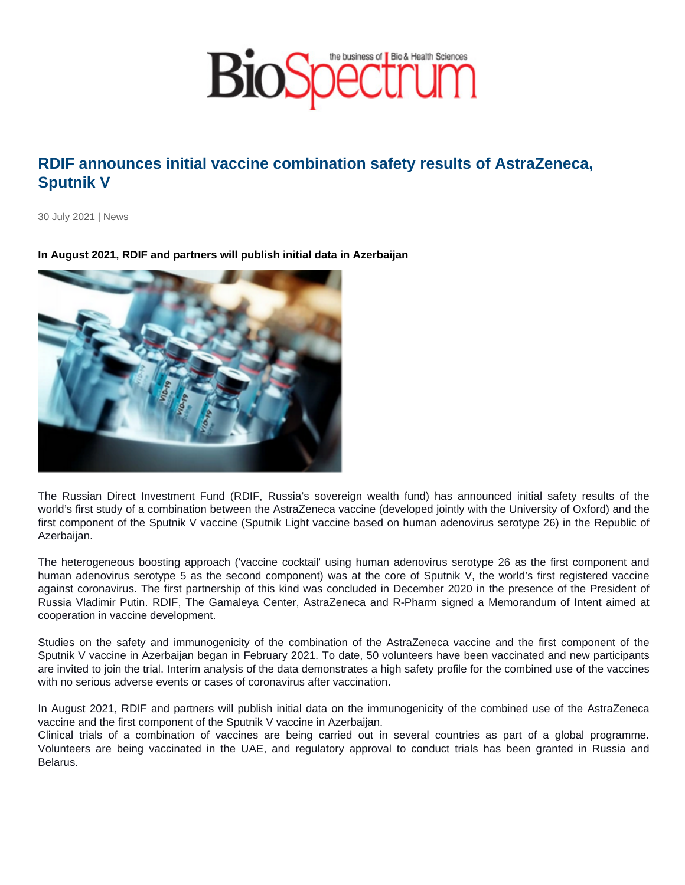# RDIF announces initial vaccine combination safety results of AstraZeneca, Sputnik V

30 July 2021 | News

**In August 2021, RDIF and partners will publish initial data in Azerbaijan**

The Russian Direct Investment Fund (RDIF, Russia's sovereign wealth fund) has announced initial safety results of the world's first study of a combination between the AstraZeneca vaccine (developed jointly with the University of Oxford) and the first component of the Sputnik V vaccine (Sputnik Light vaccine based on human adenovirus serotype 26) in the Republic of Azerbaijan.

The heterogeneous boosting approach ('vaccine cocktail' using human adenovirus serotype 26 as the first component and human adenovirus serotype 5 as the second component) was at the core of Sputnik V, the world's first registered vaccine against coronavirus. The first partnership of this kind was concluded in December 2020 in the presence of the President of Russia Vladimir Putin. RDIF, The Gamaleya Center, AstraZeneca and R-Pharm signed a Memorandum of Intent aimed at cooperation in vaccine development.

Studies on the safety and immunogenicity of the combination of the AstraZeneca vaccine and the first component of the Sputnik V vaccine in Azerbaijan began in February 2021. To date, 50 volunteers have been vaccinated and new participants are invited to join the trial. Interim analysis of the data demonstrates a high safety profile for the combined use of the vaccines with no serious adverse events or cases of coronavirus after vaccination.

In August 2021, RDIF and partners will publish initial data on the immunogenicity of the combined use of the AstraZeneca vaccine and the first component of the Sputnik V vaccine in Azerbaijan.
Clinical trials of a combination of vaccines are being carried out in several countries as part of a global programme. Volunteers are being vaccinated in the UAE, and regulatory approval to conduct trials has been granted in Russia and Belarus.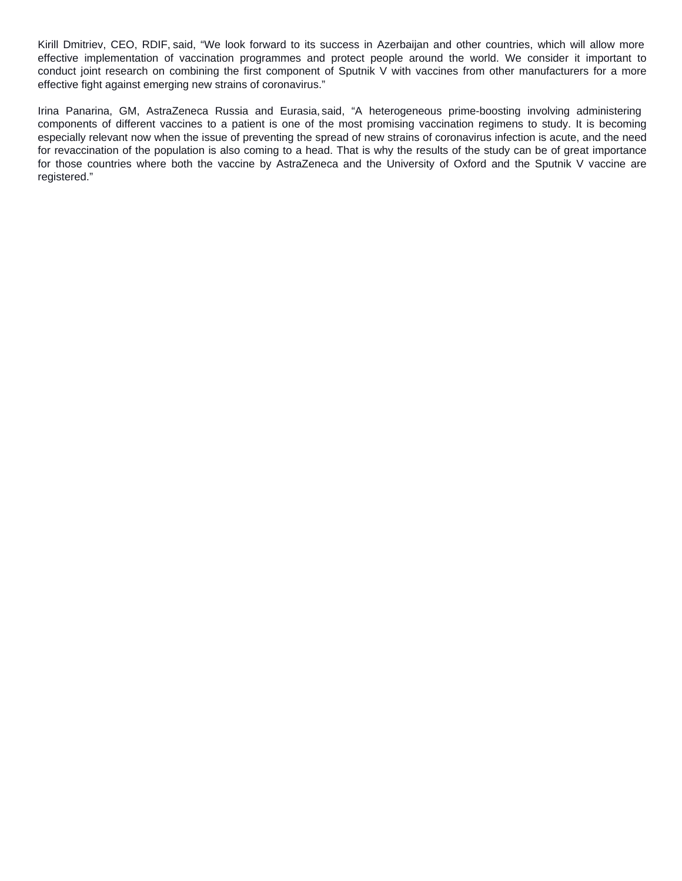Kirill Dmitriev, CEO, RDIF, said, "We look forward to its success in Azerbaijan and other countries, which will allow more effective implementation of vaccination programmes and protect people around the world. We consider it important to conduct joint research on combining the first component of Sputnik V with vaccines from other manufacturers for a more effective fight against emerging new strains of coronavirus."

Irina Panarina, GM, AstraZeneca Russia and Eurasia, said, "A heterogeneous prime-boosting involving administering components of different vaccines to a patient is one of the most promising vaccination regimens to study. It is becoming especially relevant now when the issue of preventing the spread of new strains of coronavirus infection is acute, and the need for revaccination of the population is also coming to a head. That is why the results of the study can be of great importance for those countries where both the vaccine by AstraZeneca and the University of Oxford and the Sputnik V vaccine are registered."